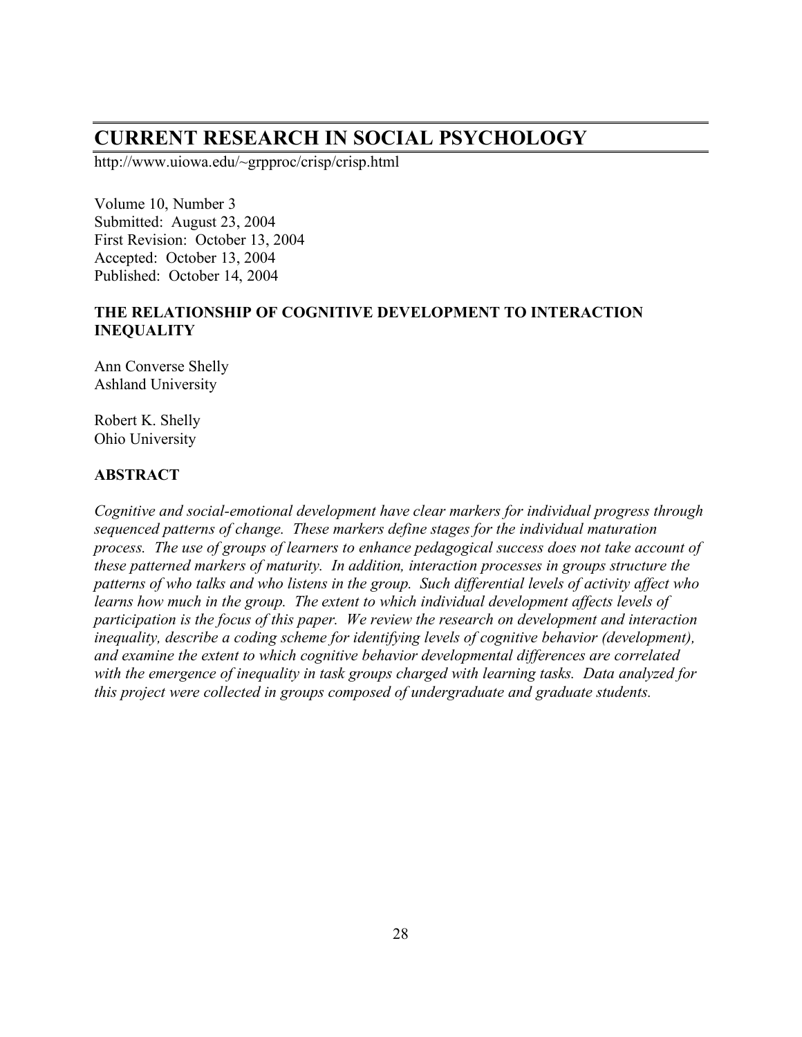# CURRENT RESEARCH IN SOCIAL PSYCHOLOGY

http://www.uiowa.edu/~grpproc/crisp/crisp.html

Volume 10, Number 3
Submitted: August 23, 2004
First Revision: October 13, 2004
Accepted: October 13, 2004
Published: October 14, 2004

## THE RELATIONSHIP OF COGNITIVE DEVELOPMENT TO INTERACTION INEQUALITY

Ann Converse Shelly
Ashland University

Robert K. Shelly
Ohio University

### ABSTRACT

*Cognitive and social-emotional development have clear markers for individual progress through sequenced patterns of change. These markers define stages for the individual maturation process. The use of groups of learners to enhance pedagogical success does not take account of these patterned markers of maturity. In addition, interaction processes in groups structure the patterns of who talks and who listens in the group. Such differential levels of activity affect who learns how much in the group. The extent to which individual development affects levels of participation is the focus of this paper. We review the research on development and interaction inequality, describe a coding scheme for identifying levels of cognitive behavior (development), and examine the extent to which cognitive behavior developmental differences are correlated with the emergence of inequality in task groups charged with learning tasks. Data analyzed for this project were collected in groups composed of undergraduate and graduate students.*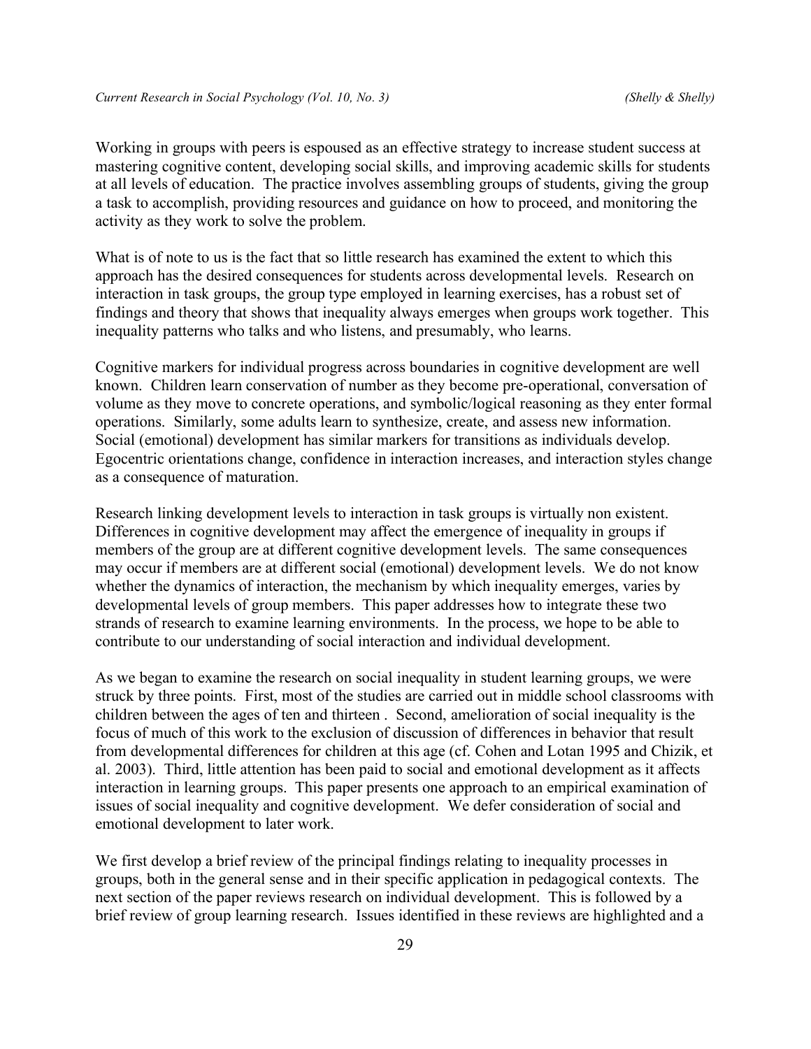Working in groups with peers is espoused as an effective strategy to increase student success at mastering cognitive content, developing social skills, and improving academic skills for students at all levels of education. The practice involves assembling groups of students, giving the group a task to accomplish, providing resources and guidance on how to proceed, and monitoring the activity as they work to solve the problem.

What is of note to us is the fact that so little research has examined the extent to which this approach has the desired consequences for students across developmental levels. Research on interaction in task groups, the group type employed in learning exercises, has a robust set of findings and theory that shows that inequality always emerges when groups work together. This inequality patterns who talks and who listens, and presumably, who learns.

Cognitive markers for individual progress across boundaries in cognitive development are well known. Children learn conservation of number as they become pre-operational, conversation of volume as they move to concrete operations, and symbolic/logical reasoning as they enter formal operations. Similarly, some adults learn to synthesize, create, and assess new information. Social (emotional) development has similar markers for transitions as individuals develop. Egocentric orientations change, confidence in interaction increases, and interaction styles change as a consequence of maturation.

Research linking development levels to interaction in task groups is virtually non existent. Differences in cognitive development may affect the emergence of inequality in groups if members of the group are at different cognitive development levels. The same consequences may occur if members are at different social (emotional) development levels. We do not know whether the dynamics of interaction, the mechanism by which inequality emerges, varies by developmental levels of group members. This paper addresses how to integrate these two strands of research to examine learning environments. In the process, we hope to be able to contribute to our understanding of social interaction and individual development.

As we began to examine the research on social inequality in student learning groups, we were struck by three points. First, most of the studies are carried out in middle school classrooms with children between the ages of ten and thirteen . Second, amelioration of social inequality is the focus of much of this work to the exclusion of discussion of differences in behavior that result from developmental differences for children at this age (cf. Cohen and Lotan 1995 and Chizik, et al. 2003). Third, little attention has been paid to social and emotional development as it affects interaction in learning groups. This paper presents one approach to an empirical examination of issues of social inequality and cognitive development. We defer consideration of social and emotional development to later work.

We first develop a brief review of the principal findings relating to inequality processes in groups, both in the general sense and in their specific application in pedagogical contexts. The next section of the paper reviews research on individual development. This is followed by a brief review of group learning research. Issues identified in these reviews are highlighted and a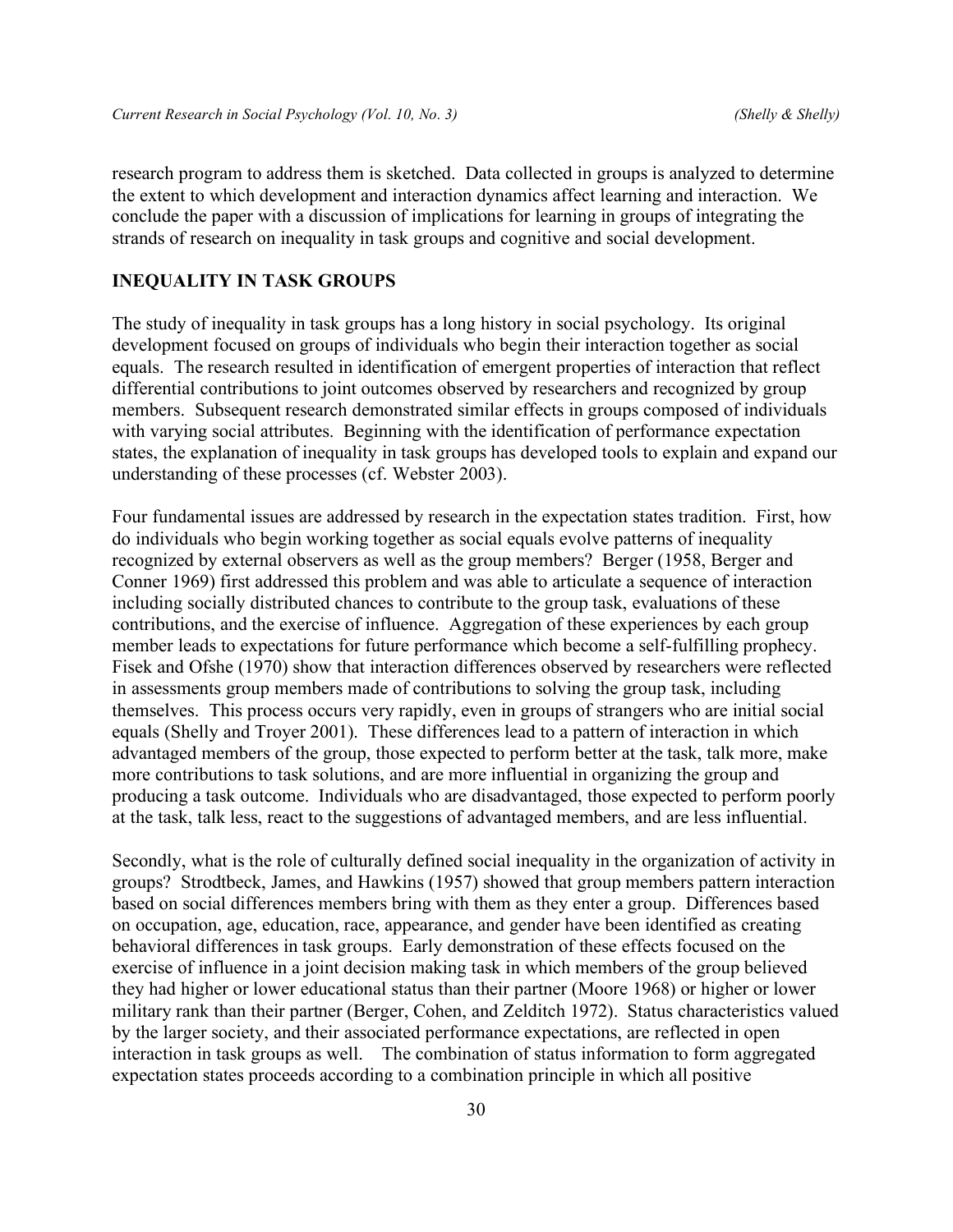research program to address them is sketched. Data collected in groups is analyzed to determine the extent to which development and interaction dynamics affect learning and interaction. We conclude the paper with a discussion of implications for learning in groups of integrating the strands of research on inequality in task groups and cognitive and social development.

## INEQUALITY IN TASK GROUPS

The study of inequality in task groups has a long history in social psychology. Its original development focused on groups of individuals who begin their interaction together as social equals. The research resulted in identification of emergent properties of interaction that reflect differential contributions to joint outcomes observed by researchers and recognized by group members. Subsequent research demonstrated similar effects in groups composed of individuals with varying social attributes. Beginning with the identification of performance expectation states, the explanation of inequality in task groups has developed tools to explain and expand our understanding of these processes (cf. Webster 2003).

Four fundamental issues are addressed by research in the expectation states tradition. First, how do individuals who begin working together as social equals evolve patterns of inequality recognized by external observers as well as the group members? Berger (1958, Berger and Conner 1969) first addressed this problem and was able to articulate a sequence of interaction including socially distributed chances to contribute to the group task, evaluations of these contributions, and the exercise of influence. Aggregation of these experiences by each group member leads to expectations for future performance which become a self-fulfilling prophecy. Fisek and Ofshe (1970) show that interaction differences observed by researchers were reflected in assessments group members made of contributions to solving the group task, including themselves. This process occurs very rapidly, even in groups of strangers who are initial social equals (Shelly and Troyer 2001). These differences lead to a pattern of interaction in which advantaged members of the group, those expected to perform better at the task, talk more, make more contributions to task solutions, and are more influential in organizing the group and producing a task outcome. Individuals who are disadvantaged, those expected to perform poorly at the task, talk less, react to the suggestions of advantaged members, and are less influential.

Secondly, what is the role of culturally defined social inequality in the organization of activity in groups? Strodtbeck, James, and Hawkins (1957) showed that group members pattern interaction based on social differences members bring with them as they enter a group. Differences based on occupation, age, education, race, appearance, and gender have been identified as creating behavioral differences in task groups. Early demonstration of these effects focused on the exercise of influence in a joint decision making task in which members of the group believed they had higher or lower educational status than their partner (Moore 1968) or higher or lower military rank than their partner (Berger, Cohen, and Zelditch 1972). Status characteristics valued by the larger society, and their associated performance expectations, are reflected in open interaction in task groups as well. The combination of status information to form aggregated expectation states proceeds according to a combination principle in which all positive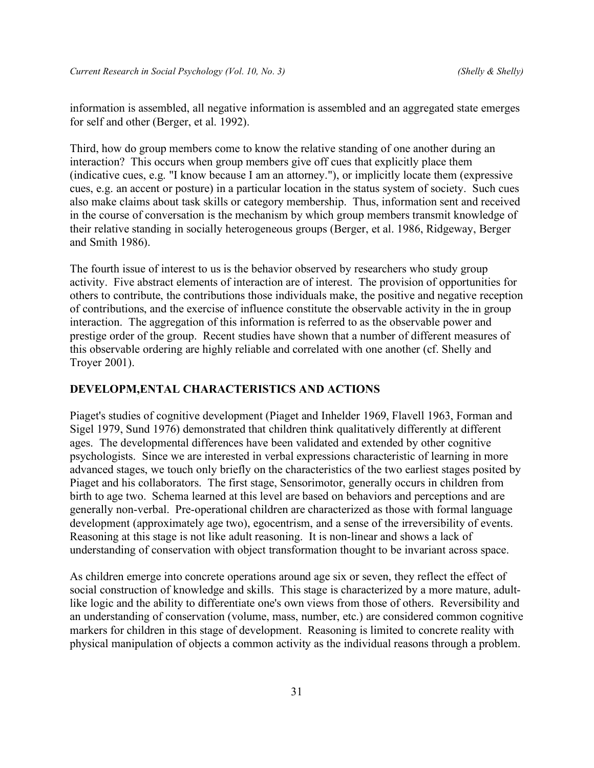information is assembled, all negative information is assembled and an aggregated state emerges for self and other (Berger, et al. 1992).

Third, how do group members come to know the relative standing of one another during an interaction? This occurs when group members give off cues that explicitly place them (indicative cues, e.g. "I know because I am an attorney."), or implicitly locate them (expressive cues, e.g. an accent or posture) in a particular location in the status system of society. Such cues also make claims about task skills or category membership. Thus, information sent and received in the course of conversation is the mechanism by which group members transmit knowledge of their relative standing in socially heterogeneous groups (Berger, et al. 1986, Ridgeway, Berger and Smith 1986).

The fourth issue of interest to us is the behavior observed by researchers who study group activity. Five abstract elements of interaction are of interest. The provision of opportunities for others to contribute, the contributions those individuals make, the positive and negative reception of contributions, and the exercise of influence constitute the observable activity in the in group interaction. The aggregation of this information is referred to as the observable power and prestige order of the group. Recent studies have shown that a number of different measures of this observable ordering are highly reliable and correlated with one another (cf. Shelly and Troyer 2001).

## DEVELOPM,ENTAL CHARACTERISTICS AND ACTIONS

Piaget's studies of cognitive development (Piaget and Inhelder 1969, Flavell 1963, Forman and Sigel 1979, Sund 1976) demonstrated that children think qualitatively differently at different ages. The developmental differences have been validated and extended by other cognitive psychologists. Since we are interested in verbal expressions characteristic of learning in more advanced stages, we touch only briefly on the characteristics of the two earliest stages posited by Piaget and his collaborators. The first stage, Sensorimotor, generally occurs in children from birth to age two. Schema learned at this level are based on behaviors and perceptions and are generally non-verbal. Pre-operational children are characterized as those with formal language development (approximately age two), egocentrism, and a sense of the irreversibility of events. Reasoning at this stage is not like adult reasoning. It is non-linear and shows a lack of understanding of conservation with object transformation thought to be invariant across space.

As children emerge into concrete operations around age six or seven, they reflect the effect of social construction of knowledge and skills. This stage is characterized by a more mature, adult-like logic and the ability to differentiate one's own views from those of others. Reversibility and an understanding of conservation (volume, mass, number, etc.) are considered common cognitive markers for children in this stage of development. Reasoning is limited to concrete reality with physical manipulation of objects a common activity as the individual reasons through a problem.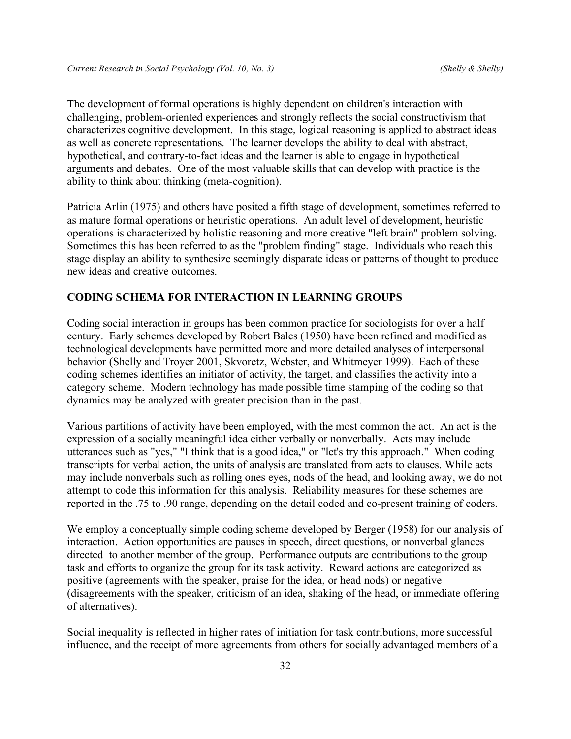The development of formal operations is highly dependent on children's interaction with challenging, problem-oriented experiences and strongly reflects the social constructivism that characterizes cognitive development. In this stage, logical reasoning is applied to abstract ideas as well as concrete representations. The learner develops the ability to deal with abstract, hypothetical, and contrary-to-fact ideas and the learner is able to engage in hypothetical arguments and debates. One of the most valuable skills that can develop with practice is the ability to think about thinking (meta-cognition).

Patricia Arlin (1975) and others have posited a fifth stage of development, sometimes referred to as mature formal operations or heuristic operations. An adult level of development, heuristic operations is characterized by holistic reasoning and more creative "left brain" problem solving. Sometimes this has been referred to as the "problem finding" stage. Individuals who reach this stage display an ability to synthesize seemingly disparate ideas or patterns of thought to produce new ideas and creative outcomes.

## CODING SCHEMA FOR INTERACTION IN LEARNING GROUPS

Coding social interaction in groups has been common practice for sociologists for over a half century. Early schemes developed by Robert Bales (1950) have been refined and modified as technological developments have permitted more and more detailed analyses of interpersonal behavior (Shelly and Troyer 2001, Skvoretz, Webster, and Whitmeyer 1999). Each of these coding schemes identifies an initiator of activity, the target, and classifies the activity into a category scheme. Modern technology has made possible time stamping of the coding so that dynamics may be analyzed with greater precision than in the past.

Various partitions of activity have been employed, with the most common the act. An act is the expression of a socially meaningful idea either verbally or nonverbally. Acts may include utterances such as "yes," "I think that is a good idea," or "let's try this approach." When coding transcripts for verbal action, the units of analysis are translated from acts to clauses. While acts may include nonverbals such as rolling ones eyes, nods of the head, and looking away, we do not attempt to code this information for this analysis. Reliability measures for these schemes are reported in the .75 to .90 range, depending on the detail coded and co-present training of coders.

We employ a conceptually simple coding scheme developed by Berger (1958) for our analysis of interaction. Action opportunities are pauses in speech, direct questions, or nonverbal glances directed to another member of the group. Performance outputs are contributions to the group task and efforts to organize the group for its task activity. Reward actions are categorized as positive (agreements with the speaker, praise for the idea, or head nods) or negative (disagreements with the speaker, criticism of an idea, shaking of the head, or immediate offering of alternatives).

Social inequality is reflected in higher rates of initiation for task contributions, more successful influence, and the receipt of more agreements from others for socially advantaged members of a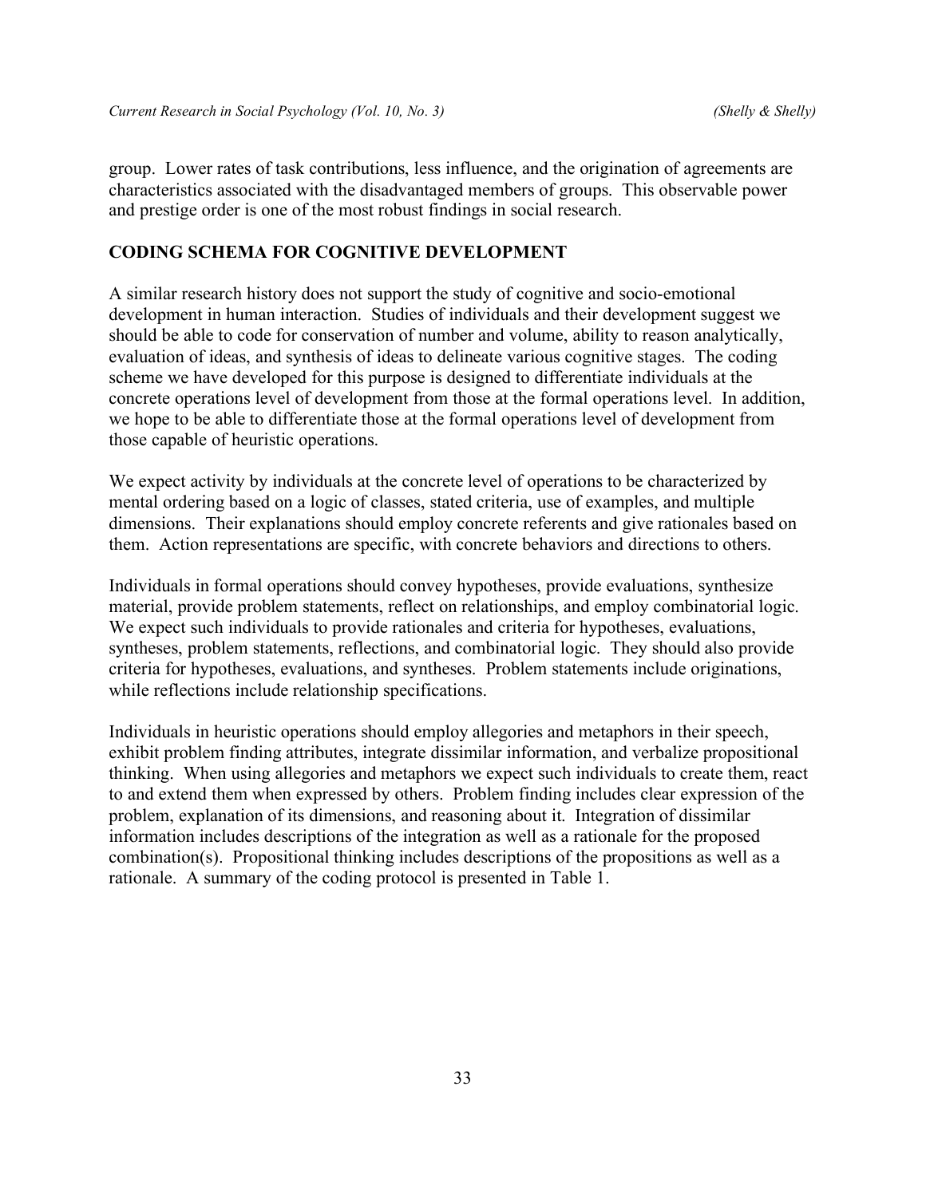group. Lower rates of task contributions, less influence, and the origination of agreements are characteristics associated with the disadvantaged members of groups. This observable power and prestige order is one of the most robust findings in social research.

## CODING SCHEMA FOR COGNITIVE DEVELOPMENT

A similar research history does not support the study of cognitive and socio-emotional development in human interaction. Studies of individuals and their development suggest we should be able to code for conservation of number and volume, ability to reason analytically, evaluation of ideas, and synthesis of ideas to delineate various cognitive stages. The coding scheme we have developed for this purpose is designed to differentiate individuals at the concrete operations level of development from those at the formal operations level. In addition, we hope to be able to differentiate those at the formal operations level of development from those capable of heuristic operations.

We expect activity by individuals at the concrete level of operations to be characterized by mental ordering based on a logic of classes, stated criteria, use of examples, and multiple dimensions. Their explanations should employ concrete referents and give rationales based on them. Action representations are specific, with concrete behaviors and directions to others.

Individuals in formal operations should convey hypotheses, provide evaluations, synthesize material, provide problem statements, reflect on relationships, and employ combinatorial logic. We expect such individuals to provide rationales and criteria for hypotheses, evaluations, syntheses, problem statements, reflections, and combinatorial logic. They should also provide criteria for hypotheses, evaluations, and syntheses. Problem statements include originations, while reflections include relationship specifications.

Individuals in heuristic operations should employ allegories and metaphors in their speech, exhibit problem finding attributes, integrate dissimilar information, and verbalize propositional thinking. When using allegories and metaphors we expect such individuals to create them, react to and extend them when expressed by others. Problem finding includes clear expression of the problem, explanation of its dimensions, and reasoning about it. Integration of dissimilar information includes descriptions of the integration as well as a rationale for the proposed combination(s). Propositional thinking includes descriptions of the propositions as well as a rationale. A summary of the coding protocol is presented in Table 1.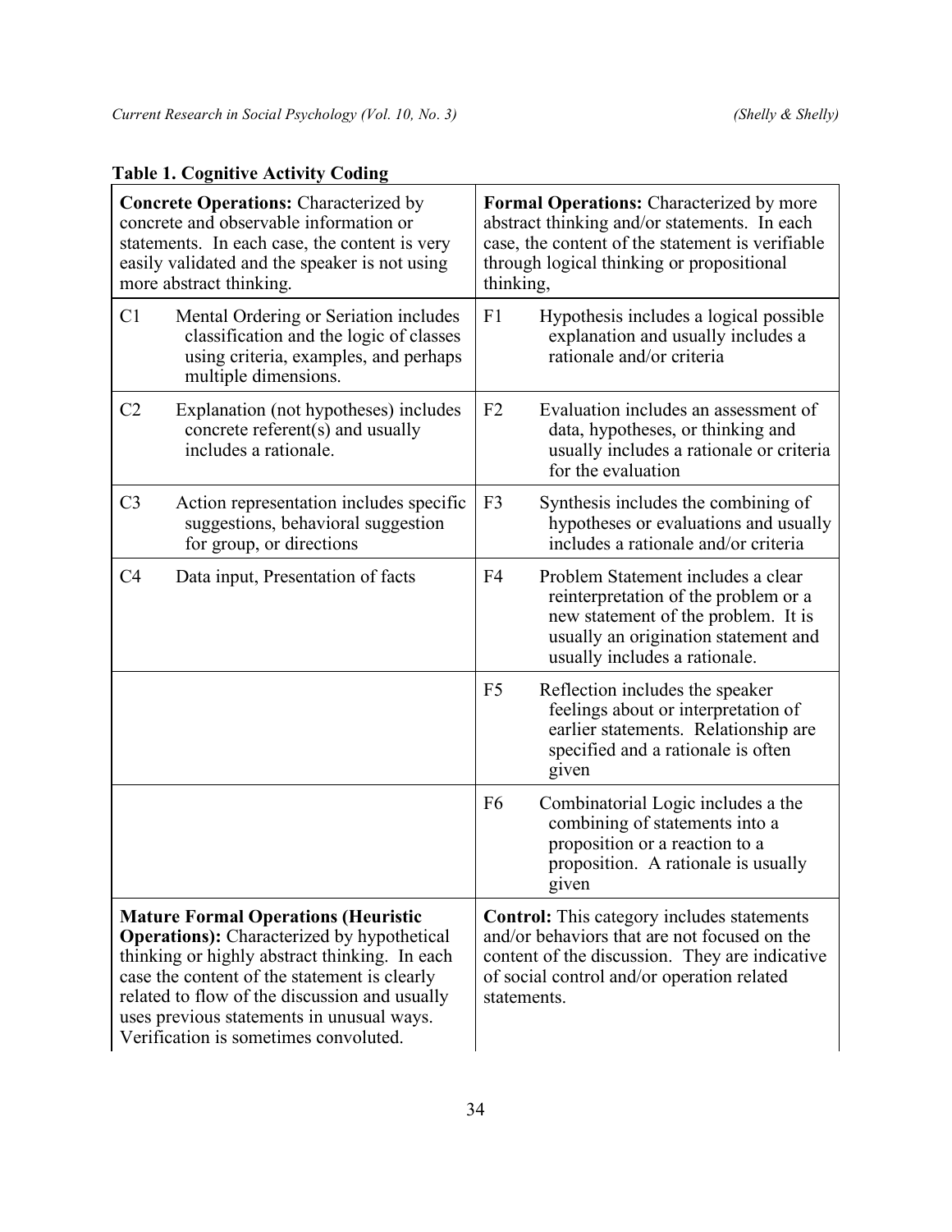**Table 1. Cognitive Activity Coding**

| **Concrete Operations:** Characterized by concrete and observable information or statements. In each case, the content is very easily validated and the speaker is not using more abstract thinking. | **Formal Operations:** Characterized by more abstract thinking and/or statements. In each case, the content of the statement is verifiable through logical thinking or propositional thinking, |
|---|---|
| C1 Mental Ordering or Seriation includes classification and the logic of classes using criteria, examples, and perhaps multiple dimensions. | F1 Hypothesis includes a logical possible explanation and usually includes a rationale and/or criteria |
| C2 Explanation (not hypotheses) includes concrete referent(s) and usually includes a rationale. | F2 Evaluation includes an assessment of data, hypotheses, or thinking and usually includes a rationale or criteria for the evaluation |
| C3 Action representation includes specific suggestions, behavioral suggestion for group, or directions | F3 Synthesis includes the combining of hypotheses or evaluations and usually includes a rationale and/or criteria |
| C4 Data input, Presentation of facts | F4 Problem Statement includes a clear reinterpretation of the problem or a new statement of the problem. It is usually an origination statement and usually includes a rationale. |
| | F5 Reflection includes the speaker feelings about or interpretation of earlier statements. Relationship are specified and a rationale is often given |
| | F6 Combinatorial Logic includes a the combining of statements into a proposition or a reaction to a proposition. A rationale is usually given |
| **Mature Formal Operations (Heuristic Operations):** Characterized by hypothetical thinking or highly abstract thinking. In each case the content of the statement is clearly related to flow of the discussion and usually uses previous statements in unusual ways. Verification is sometimes convoluted. | **Control:** This category includes statements and/or behaviors that are not focused on the content of the discussion. They are indicative of social control and/or operation related statements. |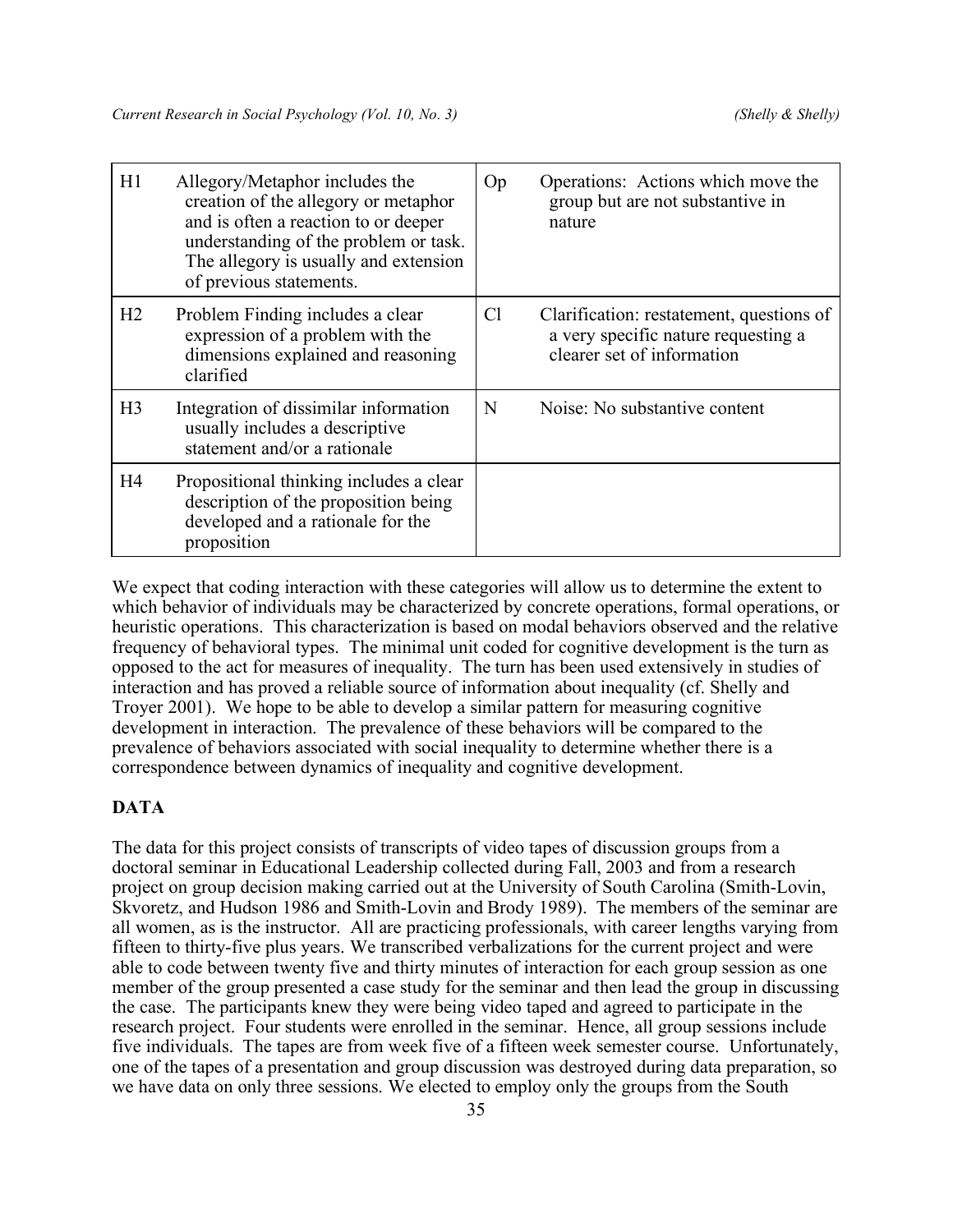| | | | |
|---|---|---|---|
| H1 | Allegory/Metaphor includes the creation of the allegory or metaphor and is often a reaction to or deeper understanding of the problem or task. The allegory is usually and extension of previous statements. | Op | Operations: Actions which move the group but are not substantive in nature |
| H2 | Problem Finding includes a clear expression of a problem with the dimensions explained and reasoning clarified | Cl | Clarification: restatement, questions of a very specific nature requesting a clearer set of information |
| H3 | Integration of dissimilar information usually includes a descriptive statement and/or a rationale | N | Noise: No substantive content |
| H4 | Propositional thinking includes a clear description of the proposition being developed and a rationale for the proposition | | |

We expect that coding interaction with these categories will allow us to determine the extent to which behavior of individuals may be characterized by concrete operations, formal operations, or heuristic operations. This characterization is based on modal behaviors observed and the relative frequency of behavioral types. The minimal unit coded for cognitive development is the turn as opposed to the act for measures of inequality. The turn has been used extensively in studies of interaction and has proved a reliable source of information about inequality (cf. Shelly and Troyer 2001). We hope to be able to develop a similar pattern for measuring cognitive development in interaction. The prevalence of these behaviors will be compared to the prevalence of behaviors associated with social inequality to determine whether there is a correspondence between dynamics of inequality and cognitive development.

## DATA

The data for this project consists of transcripts of video tapes of discussion groups from a doctoral seminar in Educational Leadership collected during Fall, 2003 and from a research project on group decision making carried out at the University of South Carolina (Smith-Lovin, Skvoretz, and Hudson 1986 and Smith-Lovin and Brody 1989). The members of the seminar are all women, as is the instructor. All are practicing professionals, with career lengths varying from fifteen to thirty-five plus years. We transcribed verbalizations for the current project and were able to code between twenty five and thirty minutes of interaction for each group session as one member of the group presented a case study for the seminar and then lead the group in discussing the case. The participants knew they were being video taped and agreed to participate in the research project. Four students were enrolled in the seminar. Hence, all group sessions include five individuals. The tapes are from week five of a fifteen week semester course. Unfortunately, one of the tapes of a presentation and group discussion was destroyed during data preparation, so we have data on only three sessions. We elected to employ only the groups from the South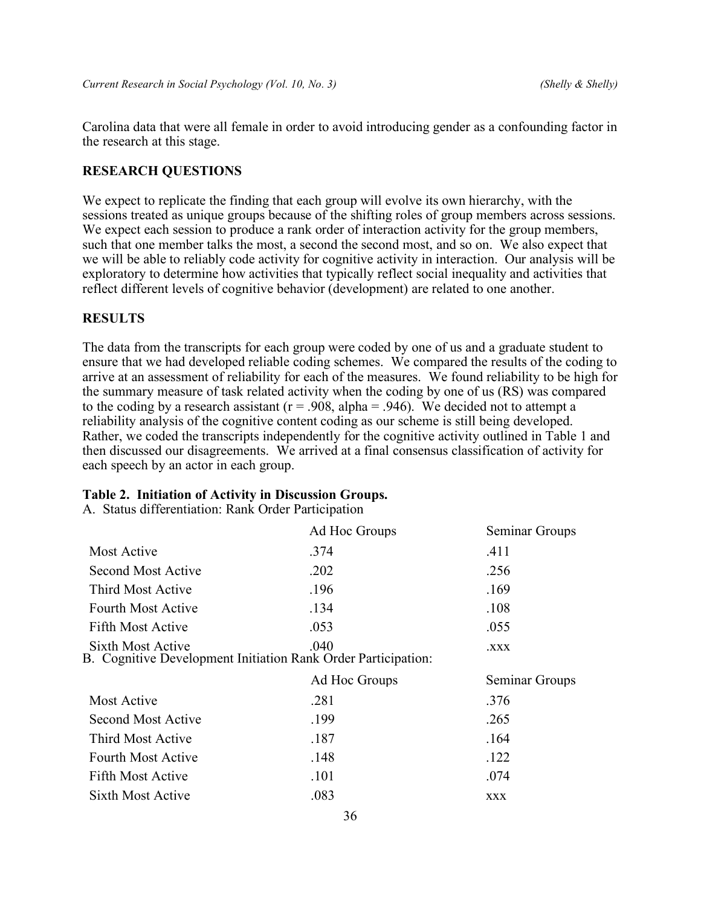Carolina data that were all female in order to avoid introducing gender as a confounding factor in the research at this stage.

## RESEARCH QUESTIONS

We expect to replicate the finding that each group will evolve its own hierarchy, with the sessions treated as unique groups because of the shifting roles of group members across sessions. We expect each session to produce a rank order of interaction activity for the group members, such that one member talks the most, a second the second most, and so on. We also expect that we will be able to reliably code activity for cognitive activity in interaction. Our analysis will be exploratory to determine how activities that typically reflect social inequality and activities that reflect different levels of cognitive behavior (development) are related to one another.

## RESULTS

The data from the transcripts for each group were coded by one of us and a graduate student to ensure that we had developed reliable coding schemes. We compared the results of the coding to arrive at an assessment of reliability for each of the measures. We found reliability to be high for the summary measure of task related activity when the coding by one of us (RS) was compared to the coding by a research assistant ($r = .908$, alpha = .946). We decided not to attempt a reliability analysis of the cognitive content coding as our scheme is still being developed. Rather, we coded the transcripts independently for the cognitive activity outlined in Table 1 and then discussed our disagreements. We arrived at a final consensus classification of activity for each speech by an actor in each group.

**Table 2. Initiation of Activity in Discussion Groups.**

A. Status differentiation: Rank Order Participation

| | Ad Hoc Groups | Seminar Groups |
|---|---|---|
| Most Active | .374 | .411 |
| Second Most Active | .202 | .256 |
| Third Most Active | .196 | .169 |
| Fourth Most Active | .134 | .108 |
| Fifth Most Active | .053 | .055 |
| Sixth Most Active | .040 | .xxx |

B. Cognitive Development Initiation Rank Order Participation:

| | Ad Hoc Groups | Seminar Groups |
|---|---|---|
| Most Active | .281 | .376 |
| Second Most Active | .199 | .265 |
| Third Most Active | .187 | .164 |
| Fourth Most Active | .148 | .122 |
| Fifth Most Active | .101 | .074 |
| Sixth Most Active | .083 | xxx |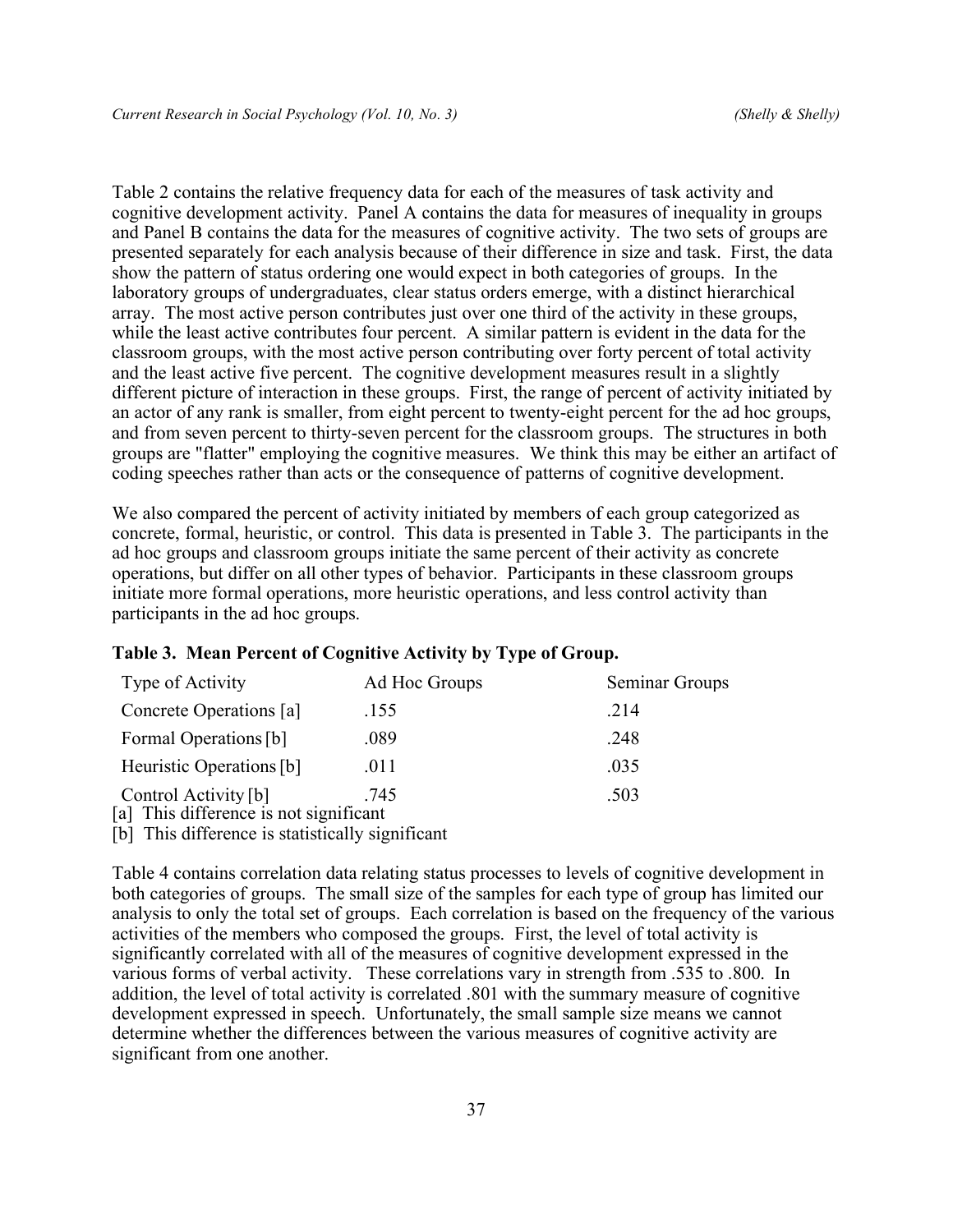Table 2 contains the relative frequency data for each of the measures of task activity and cognitive development activity. Panel A contains the data for measures of inequality in groups and Panel B contains the data for the measures of cognitive activity. The two sets of groups are presented separately for each analysis because of their difference in size and task. First, the data show the pattern of status ordering one would expect in both categories of groups. In the laboratory groups of undergraduates, clear status orders emerge, with a distinct hierarchical array. The most active person contributes just over one third of the activity in these groups, while the least active contributes four percent. A similar pattern is evident in the data for the classroom groups, with the most active person contributing over forty percent of total activity and the least active five percent. The cognitive development measures result in a slightly different picture of interaction in these groups. First, the range of percent of activity initiated by an actor of any rank is smaller, from eight percent to twenty-eight percent for the ad hoc groups, and from seven percent to thirty-seven percent for the classroom groups. The structures in both groups are "flatter" employing the cognitive measures. We think this may be either an artifact of coding speeches rather than acts or the consequence of patterns of cognitive development.

We also compared the percent of activity initiated by members of each group categorized as concrete, formal, heuristic, or control. This data is presented in Table 3. The participants in the ad hoc groups and classroom groups initiate the same percent of their activity as concrete operations, but differ on all other types of behavior. Participants in these classroom groups initiate more formal operations, more heuristic operations, and less control activity than participants in the ad hoc groups.

**Table 3. Mean Percent of Cognitive Activity by Type of Group.**

| Type of Activity | Ad Hoc Groups | Seminar Groups |
|---|---|---|
| Concrete Operations [a] | .155 | .214 |
| Formal Operations [b] | .089 | .248 |
| Heuristic Operations [b] | .011 | .035 |
| Control Activity [b] | .745 | .503 |

[a] This difference is not significant
[b] This difference is statistically significant

Table 4 contains correlation data relating status processes to levels of cognitive development in both categories of groups. The small size of the samples for each type of group has limited our analysis to only the total set of groups. Each correlation is based on the frequency of the various activities of the members who composed the groups. First, the level of total activity is significantly correlated with all of the measures of cognitive development expressed in the various forms of verbal activity. These correlations vary in strength from .535 to .800. In addition, the level of total activity is correlated .801 with the summary measure of cognitive development expressed in speech. Unfortunately, the small sample size means we cannot determine whether the differences between the various measures of cognitive activity are significant from one another.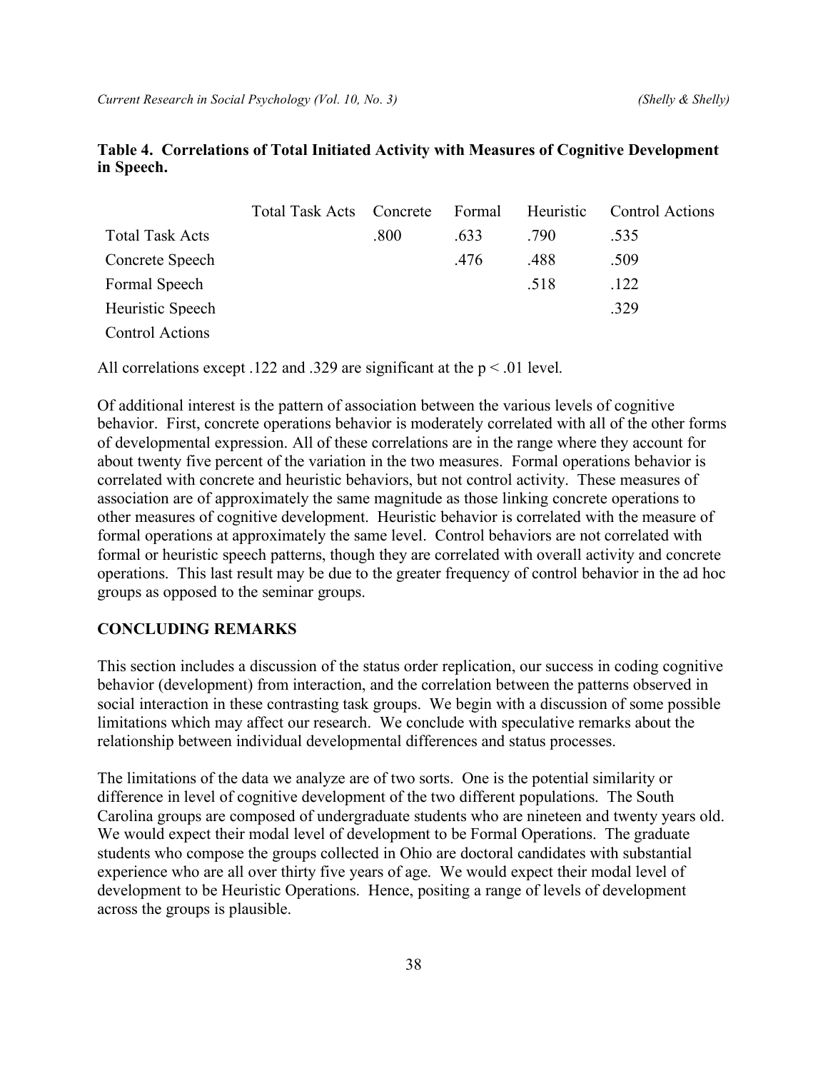**Table 4. Correlations of Total Initiated Activity with Measures of Cognitive Development in Speech.**

| | Total Task Acts | Concrete | Formal | Heuristic | Control Actions |
|---|---|---|---|---|---|
| Total Task Acts | | .800 | .633 | .790 | .535 |
| Concrete Speech | | | .476 | .488 | .509 |
| Formal Speech | | | | .518 | .122 |
| Heuristic Speech | | | | | .329 |
| Control Actions | | | | | |

All correlations except .122 and .329 are significant at the $p < .01$ level.

Of additional interest is the pattern of association between the various levels of cognitive behavior. First, concrete operations behavior is moderately correlated with all of the other forms of developmental expression. All of these correlations are in the range where they account for about twenty five percent of the variation in the two measures. Formal operations behavior is correlated with concrete and heuristic behaviors, but not control activity. These measures of association are of approximately the same magnitude as those linking concrete operations to other measures of cognitive development. Heuristic behavior is correlated with the measure of formal operations at approximately the same level. Control behaviors are not correlated with formal or heuristic speech patterns, though they are correlated with overall activity and concrete operations. This last result may be due to the greater frequency of control behavior in the ad hoc groups as opposed to the seminar groups.

## CONCLUDING REMARKS

This section includes a discussion of the status order replication, our success in coding cognitive behavior (development) from interaction, and the correlation between the patterns observed in social interaction in these contrasting task groups. We begin with a discussion of some possible limitations which may affect our research. We conclude with speculative remarks about the relationship between individual developmental differences and status processes.

The limitations of the data we analyze are of two sorts. One is the potential similarity or difference in level of cognitive development of the two different populations. The South Carolina groups are composed of undergraduate students who are nineteen and twenty years old. We would expect their modal level of development to be Formal Operations. The graduate students who compose the groups collected in Ohio are doctoral candidates with substantial experience who are all over thirty five years of age. We would expect their modal level of development to be Heuristic Operations. Hence, positing a range of levels of development across the groups is plausible.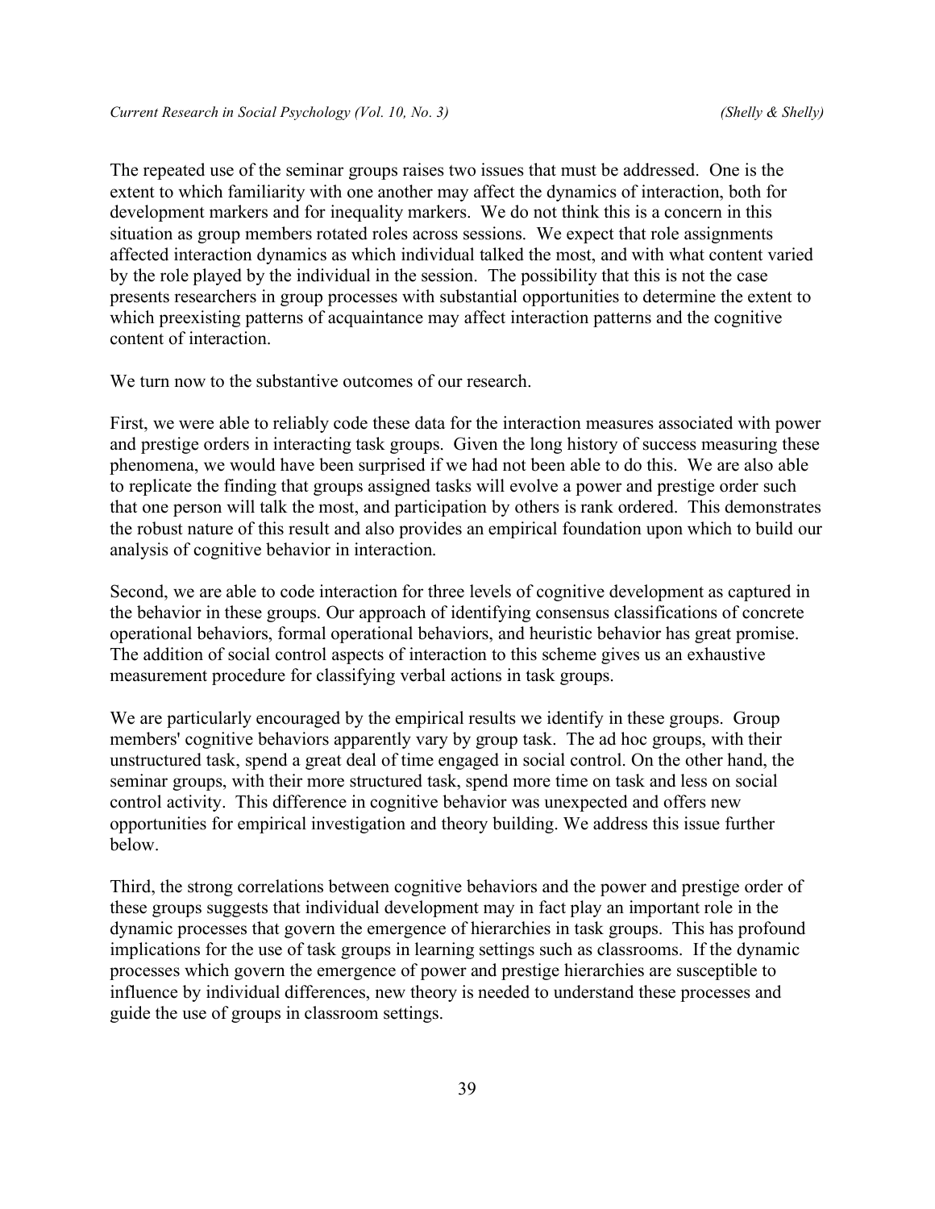The repeated use of the seminar groups raises two issues that must be addressed. One is the extent to which familiarity with one another may affect the dynamics of interaction, both for development markers and for inequality markers. We do not think this is a concern in this situation as group members rotated roles across sessions. We expect that role assignments affected interaction dynamics as which individual talked the most, and with what content varied by the role played by the individual in the session. The possibility that this is not the case presents researchers in group processes with substantial opportunities to determine the extent to which preexisting patterns of acquaintance may affect interaction patterns and the cognitive content of interaction.

We turn now to the substantive outcomes of our research.

First, we were able to reliably code these data for the interaction measures associated with power and prestige orders in interacting task groups. Given the long history of success measuring these phenomena, we would have been surprised if we had not been able to do this. We are also able to replicate the finding that groups assigned tasks will evolve a power and prestige order such that one person will talk the most, and participation by others is rank ordered. This demonstrates the robust nature of this result and also provides an empirical foundation upon which to build our analysis of cognitive behavior in interaction.

Second, we are able to code interaction for three levels of cognitive development as captured in the behavior in these groups. Our approach of identifying consensus classifications of concrete operational behaviors, formal operational behaviors, and heuristic behavior has great promise. The addition of social control aspects of interaction to this scheme gives us an exhaustive measurement procedure for classifying verbal actions in task groups.

We are particularly encouraged by the empirical results we identify in these groups. Group members' cognitive behaviors apparently vary by group task. The ad hoc groups, with their unstructured task, spend a great deal of time engaged in social control. On the other hand, the seminar groups, with their more structured task, spend more time on task and less on social control activity. This difference in cognitive behavior was unexpected and offers new opportunities for empirical investigation and theory building. We address this issue further below.

Third, the strong correlations between cognitive behaviors and the power and prestige order of these groups suggests that individual development may in fact play an important role in the dynamic processes that govern the emergence of hierarchies in task groups. This has profound implications for the use of task groups in learning settings such as classrooms. If the dynamic processes which govern the emergence of power and prestige hierarchies are susceptible to influence by individual differences, new theory is needed to understand these processes and guide the use of groups in classroom settings.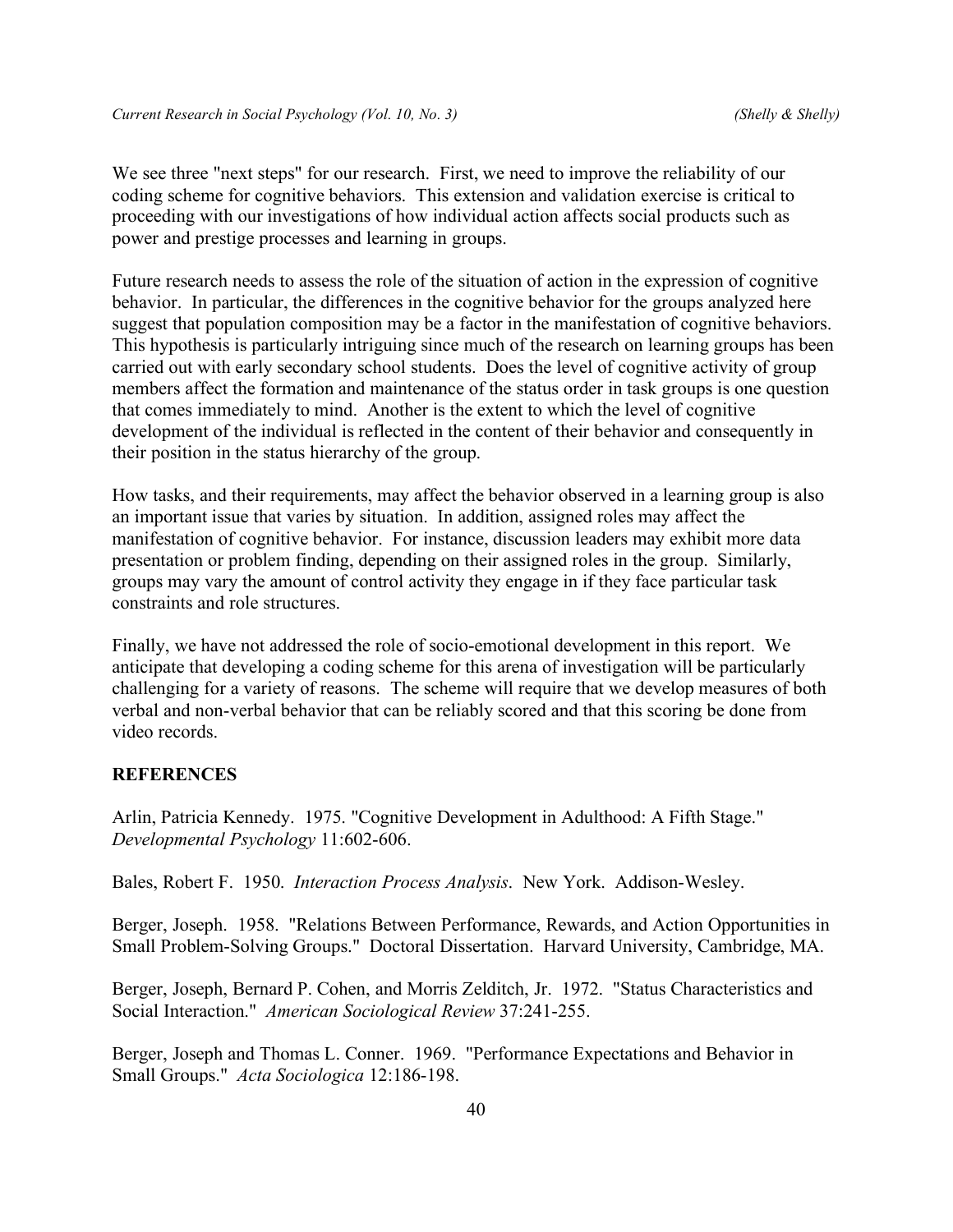We see three "next steps" for our research. First, we need to improve the reliability of our coding scheme for cognitive behaviors. This extension and validation exercise is critical to proceeding with our investigations of how individual action affects social products such as power and prestige processes and learning in groups.

Future research needs to assess the role of the situation of action in the expression of cognitive behavior. In particular, the differences in the cognitive behavior for the groups analyzed here suggest that population composition may be a factor in the manifestation of cognitive behaviors. This hypothesis is particularly intriguing since much of the research on learning groups has been carried out with early secondary school students. Does the level of cognitive activity of group members affect the formation and maintenance of the status order in task groups is one question that comes immediately to mind. Another is the extent to which the level of cognitive development of the individual is reflected in the content of their behavior and consequently in their position in the status hierarchy of the group.

How tasks, and their requirements, may affect the behavior observed in a learning group is also an important issue that varies by situation. In addition, assigned roles may affect the manifestation of cognitive behavior. For instance, discussion leaders may exhibit more data presentation or problem finding, depending on their assigned roles in the group. Similarly, groups may vary the amount of control activity they engage in if they face particular task constraints and role structures.

Finally, we have not addressed the role of socio-emotional development in this report. We anticipate that developing a coding scheme for this arena of investigation will be particularly challenging for a variety of reasons. The scheme will require that we develop measures of both verbal and non-verbal behavior that can be reliably scored and that this scoring be done from video records.

**REFERENCES**

Arlin, Patricia Kennedy. 1975. "Cognitive Development in Adulthood: A Fifth Stage." *Developmental Psychology* 11:602-606.

Bales, Robert F. 1950. *Interaction Process Analysis*. New York. Addison-Wesley.

Berger, Joseph. 1958. "Relations Between Performance, Rewards, and Action Opportunities in Small Problem-Solving Groups." Doctoral Dissertation. Harvard University, Cambridge, MA.

Berger, Joseph, Bernard P. Cohen, and Morris Zelditch, Jr. 1972. "Status Characteristics and Social Interaction." *American Sociological Review* 37:241-255.

Berger, Joseph and Thomas L. Conner. 1969. "Performance Expectations and Behavior in Small Groups." *Acta Sociologica* 12:186-198.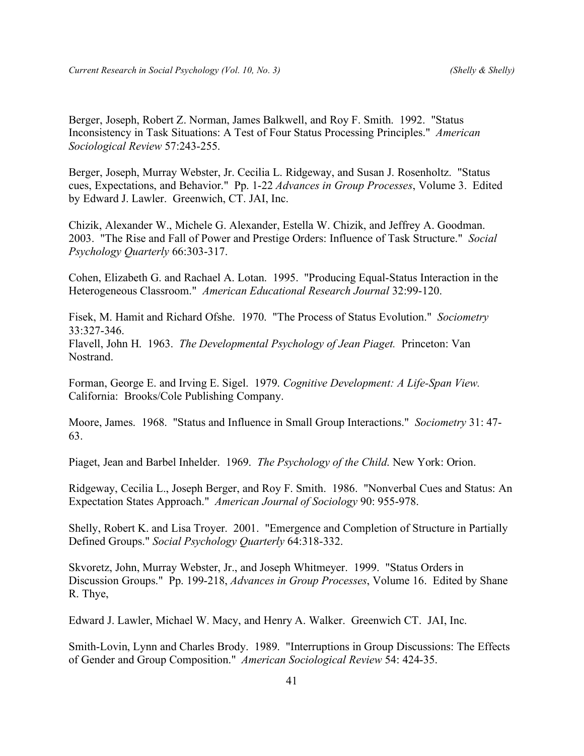Berger, Joseph, Robert Z. Norman, James Balkwell, and Roy F. Smith. 1992. "Status Inconsistency in Task Situations: A Test of Four Status Processing Principles." *American Sociological Review* 57:243-255.

Berger, Joseph, Murray Webster, Jr. Cecilia L. Ridgeway, and Susan J. Rosenholtz. "Status cues, Expectations, and Behavior." Pp. 1-22 *Advances in Group Processes*, Volume 3. Edited by Edward J. Lawler. Greenwich, CT. JAI, Inc.

Chizik, Alexander W., Michele G. Alexander, Estella W. Chizik, and Jeffrey A. Goodman. 2003. "The Rise and Fall of Power and Prestige Orders: Influence of Task Structure." *Social Psychology Quarterly* 66:303-317.

Cohen, Elizabeth G. and Rachael A. Lotan. 1995. "Producing Equal-Status Interaction in the Heterogeneous Classroom." *American Educational Research Journal* 32:99-120.

Fisek, M. Hamit and Richard Ofshe. 1970. "The Process of Status Evolution." *Sociometry* 33:327-346.

Flavell, John H. 1963. *The Developmental Psychology of Jean Piaget.* Princeton: Van Nostrand.

Forman, George E. and Irving E. Sigel. 1979. *Cognitive Development: A Life-Span View.* California: Brooks/Cole Publishing Company.

Moore, James. 1968. "Status and Influence in Small Group Interactions." *Sociometry* 31: 47-63.

Piaget, Jean and Barbel Inhelder. 1969. *The Psychology of the Child.* New York: Orion.

Ridgeway, Cecilia L., Joseph Berger, and Roy F. Smith. 1986. "Nonverbal Cues and Status: An Expectation States Approach." *American Journal of Sociology* 90: 955-978.

Shelly, Robert K. and Lisa Troyer. 2001. "Emergence and Completion of Structure in Partially Defined Groups." *Social Psychology Quarterly* 64:318-332.

Skvoretz, John, Murray Webster, Jr., and Joseph Whitmeyer. 1999. "Status Orders in Discussion Groups." Pp. 199-218, *Advances in Group Processes*, Volume 16. Edited by Shane R. Thye,

Edward J. Lawler, Michael W. Macy, and Henry A. Walker. Greenwich CT. JAI, Inc.

Smith-Lovin, Lynn and Charles Brody. 1989. "Interruptions in Group Discussions: The Effects of Gender and Group Composition." *American Sociological Review* 54: 424-35.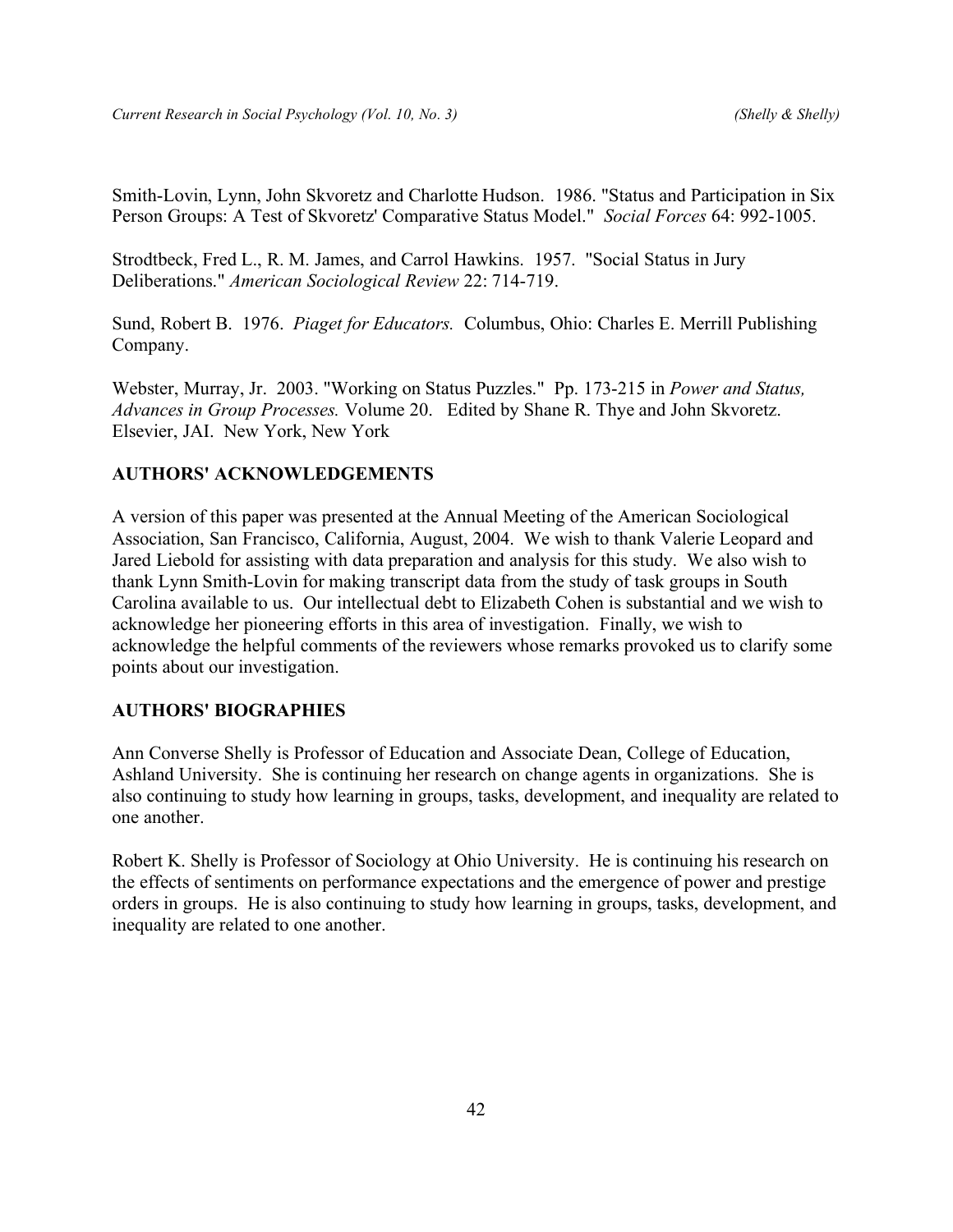Smith-Lovin, Lynn, John Skvoretz and Charlotte Hudson. 1986. "Status and Participation in Six Person Groups: A Test of Skvoretz' Comparative Status Model." *Social Forces* 64: 992-1005.

Strodtbeck, Fred L., R. M. James, and Carrol Hawkins. 1957. "Social Status in Jury Deliberations." *American Sociological Review* 22: 714-719.

Sund, Robert B. 1976. *Piaget for Educators.* Columbus, Ohio: Charles E. Merrill Publishing Company.

Webster, Murray, Jr. 2003. "Working on Status Puzzles." Pp. 173-215 in *Power and Status, Advances in Group Processes.* Volume 20. Edited by Shane R. Thye and John Skvoretz. Elsevier, JAI. New York, New York

## AUTHORS' ACKNOWLEDGEMENTS

A version of this paper was presented at the Annual Meeting of the American Sociological Association, San Francisco, California, August, 2004. We wish to thank Valerie Leopard and Jared Liebold for assisting with data preparation and analysis for this study. We also wish to thank Lynn Smith-Lovin for making transcript data from the study of task groups in South Carolina available to us. Our intellectual debt to Elizabeth Cohen is substantial and we wish to acknowledge her pioneering efforts in this area of investigation. Finally, we wish to acknowledge the helpful comments of the reviewers whose remarks provoked us to clarify some points about our investigation.

## AUTHORS' BIOGRAPHIES

Ann Converse Shelly is Professor of Education and Associate Dean, College of Education, Ashland University. She is continuing her research on change agents in organizations. She is also continuing to study how learning in groups, tasks, development, and inequality are related to one another.

Robert K. Shelly is Professor of Sociology at Ohio University. He is continuing his research on the effects of sentiments on performance expectations and the emergence of power and prestige orders in groups. He is also continuing to study how learning in groups, tasks, development, and inequality are related to one another.